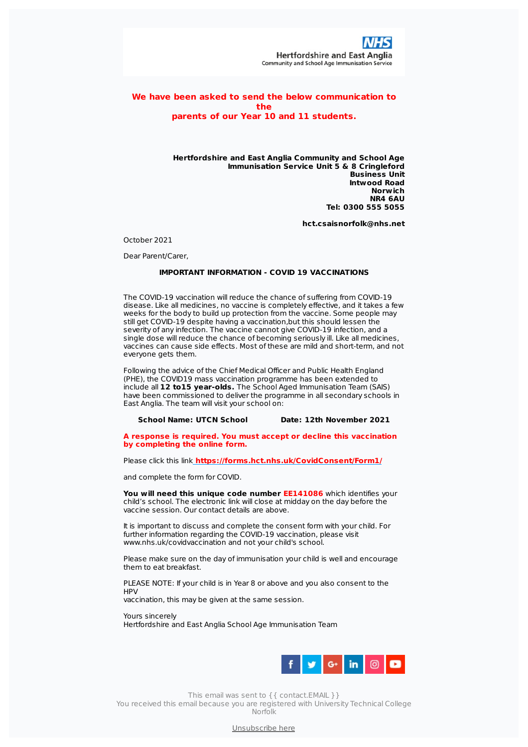NHS
Hertfordshire and East Anglia
Community and School Age Immunisation Service

**We have been asked to send the below communication to the parents of our Year 10 and 11 students.**

**Hertfordshire and East Anglia Community and School Age Immunisation Service Unit 5 & 8 Cringleford Business Unit**
**Intwood Road**
**Norwich**
**NR4 6AU**
**Tel: 0300 555 5055**

**hct.csaisnorfolk@nhs.net**

October 2021

Dear Parent/Carer,

**IMPORTANT INFORMATION - COVID 19 VACCINATIONS**

The COVID-19 vaccination will reduce the chance of suffering from COVID-19 disease. Like all medicines, no vaccine is completely effective, and it takes a few weeks for the body to build up protection from the vaccine. Some people may still get COVID-19 despite having a vaccination,but this should lessen the severity of any infection. The vaccine cannot give COVID-19 infection, and a single dose will reduce the chance of becoming seriously ill. Like all medicines, vaccines can cause side effects. Most of these are mild and short-term, and not everyone gets them.

Following the advice of the Chief Medical Officer and Public Health England (PHE), the COVID19 mass vaccination programme has been extended to include all **12 to15 year-olds.** The School Aged Immunisation Team (SAIS) have been commissioned to deliver the programme in all secondary schools in East Anglia. The team will visit your school on:

**School Name: UTCN School** **Date: 12th November 2021**

**A response is required. You must accept or decline this vaccination by completing the online form.**

Please click this link **https://forms.hct.nhs.uk/CovidConsent/Form1/**

and complete the form for COVID.

**You will need this unique code number EE141086** which identifies your child's school. The electronic link will close at midday on the day before the vaccine session. Our contact details are above.

It is important to discuss and complete the consent form with your child. For further information regarding the COVID-19 vaccination, please visit www.nhs.uk/covidvaccination and not your child's school.

Please make sure on the day of immunisation your child is well and encourage them to eat breakfast.

PLEASE NOTE: If your child is in Year 8 or above and you also consent to the HPV vaccination, this may be given at the same session.

Yours sincerely
Hertfordshire and East Anglia School Age Immunisation Team

This email was sent to {{ contact.EMAIL }}
You received this email because you are registered with University Technical College Norfolk

Unsubscribe here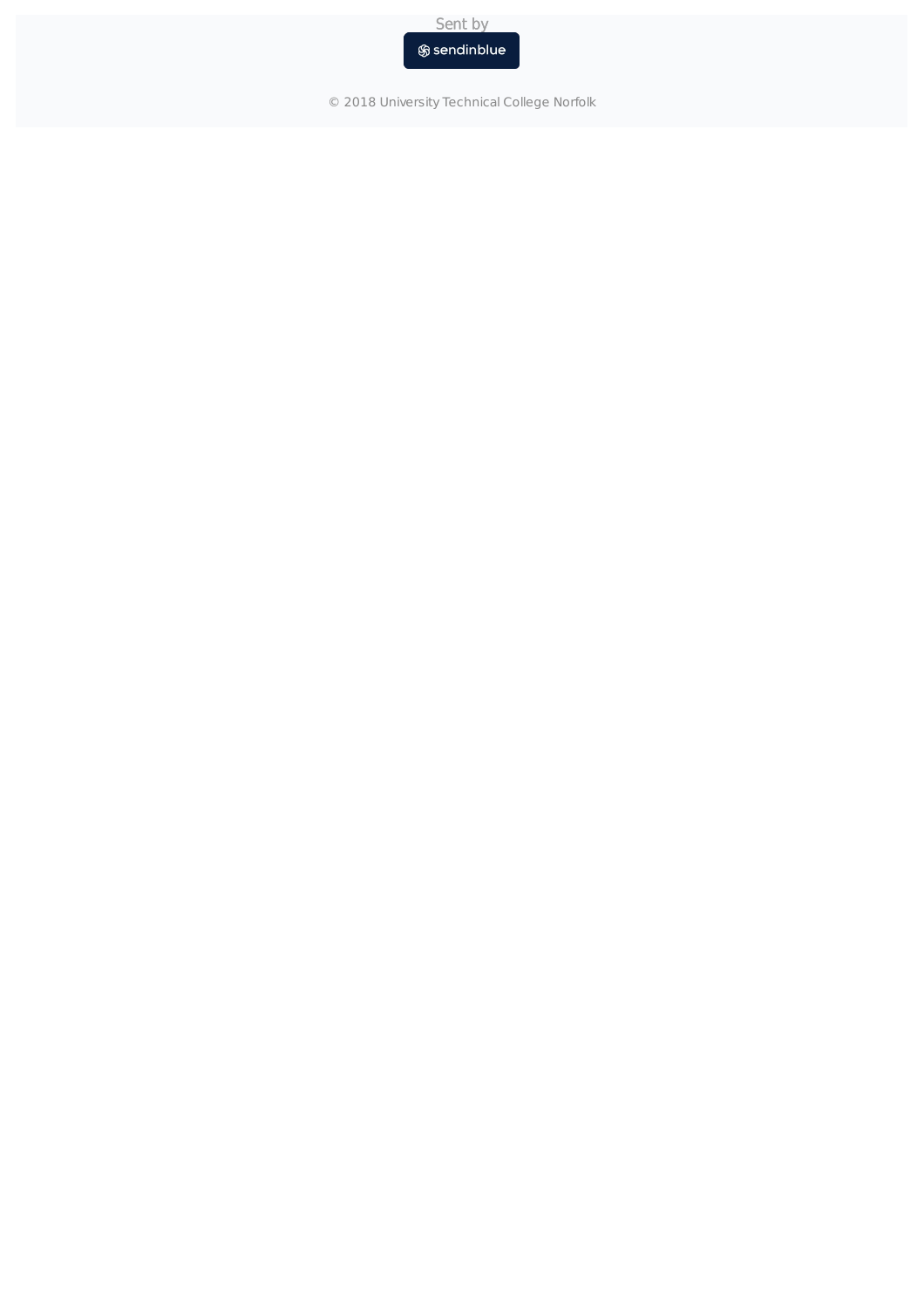Sent by

sendinblue

© 2018 University Technical College Norfolk